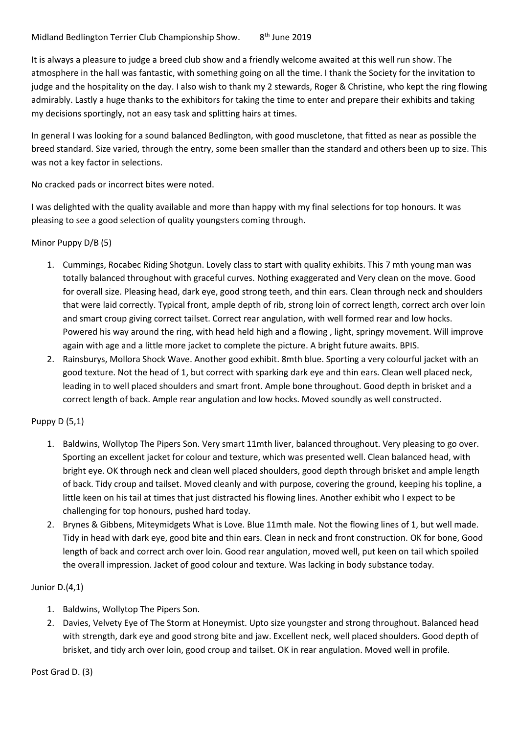Midland Bedlington Terrier Club Championship Show.    8th June 2019

It is always a pleasure to judge a breed club show and a friendly welcome awaited at this well run show. The atmosphere in the hall was fantastic, with something going on all the time. I thank the Society for the invitation to judge and the hospitality on the day. I also wish to thank my 2 stewards, Roger & Christine, who kept the ring flowing admirably. Lastly a huge thanks to the exhibitors for taking the time to enter and prepare their exhibits and taking my decisions sportingly, not an easy task and splitting hairs at times.

In general I was looking for a sound balanced Bedlington, with good muscletone, that fitted as near as possible the breed standard. Size varied, through the entry, some been smaller than the standard and others been up to size. This was not a key factor in selections.

No cracked pads or incorrect bites were noted.

I was delighted with the quality available and more than happy with my final selections for top honours. It was pleasing to see a good selection of quality youngsters coming through.

Minor Puppy D/B (5)

1. Cummings, Rocabec Riding Shotgun. Lovely class to start with quality exhibits. This 7 mth young man was totally balanced throughout with graceful curves. Nothing exaggerated and Very clean on the move. Good for overall size. Pleasing head, dark eye, good strong teeth, and thin ears. Clean through neck and shoulders that were laid correctly. Typical front, ample depth of rib, strong loin of correct length, correct arch over loin and smart croup giving correct tailset. Correct rear angulation, with well formed rear and low hocks. Powered his way around the ring, with head held high and a flowing , light, springy movement. Will improve again with age and a little more jacket to complete the picture. A bright future awaits. BPIS.
2. Rainsburys, Mollora Shock Wave. Another good exhibit. 8mth blue. Sporting a very colourful jacket with an good texture. Not the head of 1, but correct with sparking dark eye and thin ears. Clean well placed neck, leading in to well placed shoulders and smart front. Ample bone throughout. Good depth in brisket and a correct length of back. Ample rear angulation and low hocks. Moved soundly as well constructed.

Puppy D (5,1)

1. Baldwins, Wollytop The Pipers Son. Very smart 11mth liver, balanced throughout. Very pleasing to go over. Sporting an excellent jacket for colour and texture, which was presented well. Clean balanced head, with bright eye. OK through neck and clean well placed shoulders, good depth through brisket and ample length of back. Tidy croup and tailset. Moved cleanly and with purpose, covering the ground, keeping his topline, a little keen on his tail at times that just distracted his flowing lines. Another exhibit who I expect to be challenging for top honours, pushed hard today.
2. Brynes & Gibbens, Miteymidgets What is Love. Blue 11mth male. Not the flowing lines of 1, but well made. Tidy in head with dark eye, good bite and thin ears. Clean in neck and front construction. OK for bone, Good length of back and correct arch over loin. Good rear angulation, moved well, put keen on tail which spoiled the overall impression. Jacket of good colour and texture. Was lacking in body substance today.

Junior D.(4,1)

1. Baldwins, Wollytop The Pipers Son.
2. Davies, Velvety Eye of The Storm at Honeymist. Upto size youngster and strong throughout. Balanced head with strength, dark eye and good strong bite and jaw. Excellent neck, well placed shoulders. Good depth of brisket, and tidy arch over loin, good croup and tailset. OK in rear angulation. Moved well in profile.

Post Grad D. (3)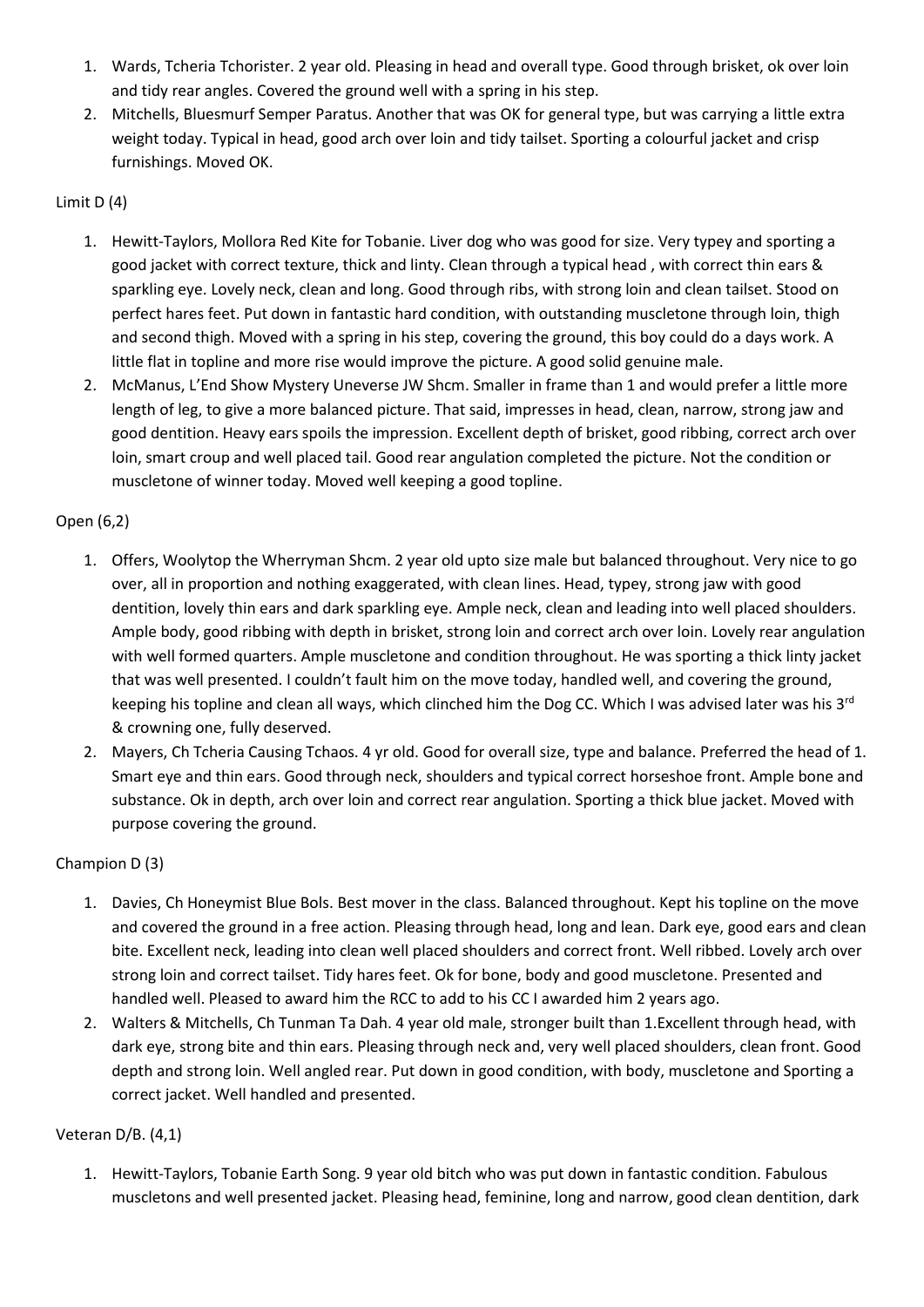1. Wards, Tcheria Tchorister. 2 year old. Pleasing in head and overall type. Good through brisket, ok over loin and tidy rear angles. Covered the ground well with a spring in his step.
2. Mitchells, Bluesmurf Semper Paratus. Another that was OK for general type, but was carrying a little extra weight today. Typical in head, good arch over loin and tidy tailset. Sporting a colourful jacket and crisp furnishings. Moved OK.

Limit D (4)

1. Hewitt-Taylors, Mollora Red Kite for Tobanie. Liver dog who was good for size. Very typey and sporting a good jacket with correct texture, thick and linty. Clean through a typical head , with correct thin ears & sparkling eye. Lovely neck, clean and long. Good through ribs, with strong loin and clean tailset. Stood on perfect hares feet. Put down in fantastic hard condition, with outstanding muscletone through loin, thigh and second thigh. Moved with a spring in his step, covering the ground, this boy could do a days work. A little flat in topline and more rise would improve the picture. A good solid genuine male.
2. McManus, L'End Show Mystery Uneverse JW Shcm. Smaller in frame than 1 and would prefer a little more length of leg, to give a more balanced picture. That said, impresses in head, clean, narrow, strong jaw and good dentition. Heavy ears spoils the impression. Excellent depth of brisket, good ribbing, correct arch over loin, smart croup and well placed tail. Good rear angulation completed the picture. Not the condition or muscletone of winner today. Moved well keeping a good topline.

Open (6,2)

1. Offers, Woolytop the Wherryman Shcm. 2 year old upto size male but balanced throughout. Very nice to go over, all in proportion and nothing exaggerated, with clean lines. Head, typey, strong jaw with good dentition, lovely thin ears and dark sparkling eye. Ample neck, clean and leading into well placed shoulders. Ample body, good ribbing with depth in brisket, strong loin and correct arch over loin. Lovely rear angulation with well formed quarters. Ample muscletone and condition throughout. He was sporting a thick linty jacket that was well presented. I couldn't fault him on the move today, handled well, and covering the ground, keeping his topline and clean all ways, which clinched him the Dog CC. Which I was advised later was his 3rd & crowning one, fully deserved.
2. Mayers, Ch Tcheria Causing Tchaos. 4 yr old. Good for overall size, type and balance. Preferred the head of 1. Smart eye and thin ears. Good through neck, shoulders and typical correct horseshoe front. Ample bone and substance. Ok in depth, arch over loin and correct rear angulation. Sporting a thick blue jacket. Moved with purpose covering the ground.

Champion D (3)

1. Davies, Ch Honeymist Blue Bols. Best mover in the class. Balanced throughout. Kept his topline on the move and covered the ground in a free action. Pleasing through head, long and lean. Dark eye, good ears and clean bite. Excellent neck, leading into clean well placed shoulders and correct front. Well ribbed. Lovely arch over strong loin and correct tailset. Tidy hares feet. Ok for bone, body and good muscletone. Presented and handled well. Pleased to award him the RCC to add to his CC I awarded him 2 years ago.
2. Walters & Mitchells, Ch Tunman Ta Dah. 4 year old male, stronger built than 1.Excellent through head, with dark eye, strong bite and thin ears. Pleasing through neck and, very well placed shoulders, clean front. Good depth and strong loin. Well angled rear. Put down in good condition, with body, muscletone and Sporting a correct jacket. Well handled and presented.

Veteran D/B. (4,1)

1. Hewitt-Taylors, Tobanie Earth Song. 9 year old bitch who was put down in fantastic condition. Fabulous muscletons and well presented jacket. Pleasing head, feminine, long and narrow, good clean dentition, dark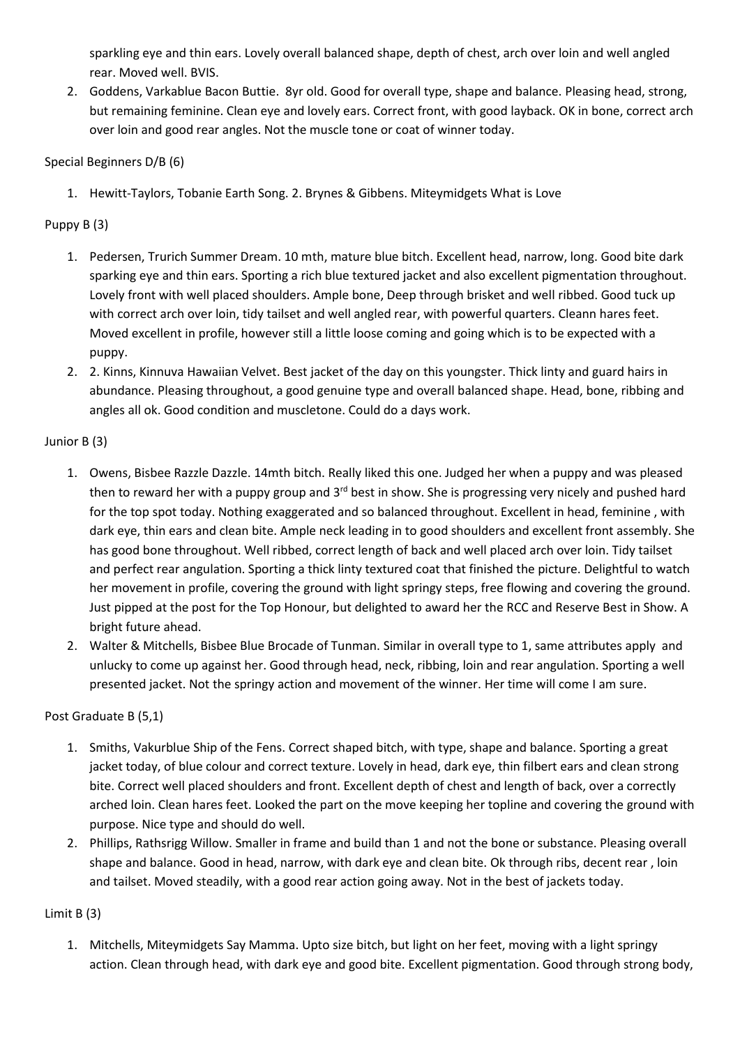sparkling eye and thin ears. Lovely overall balanced shape, depth of chest, arch over loin and well angled rear. Moved well. BVIS.

2. Goddens, Varkablue Bacon Buttie. 8yr old. Good for overall type, shape and balance. Pleasing head, strong, but remaining feminine. Clean eye and lovely ears. Correct front, with good layback. OK in bone, correct arch over loin and good rear angles. Not the muscle tone or coat of winner today.

Special Beginners D/B (6)

1. Hewitt-Taylors, Tobanie Earth Song. 2. Brynes & Gibbens. Miteymidgets What is Love

Puppy B (3)

1. Pedersen, Trurich Summer Dream. 10 mth, mature blue bitch. Excellent head, narrow, long. Good bite dark sparking eye and thin ears. Sporting a rich blue textured jacket and also excellent pigmentation throughout. Lovely front with well placed shoulders. Ample bone, Deep through brisket and well ribbed. Good tuck up with correct arch over loin, tidy tailset and well angled rear, with powerful quarters. Cleann hares feet. Moved excellent in profile, however still a little loose coming and going which is to be expected with a puppy.
2. 2. Kinns, Kinnuva Hawaiian Velvet. Best jacket of the day on this youngster. Thick linty and guard hairs in abundance. Pleasing throughout, a good genuine type and overall balanced shape. Head, bone, ribbing and angles all ok. Good condition and muscletone. Could do a days work.

Junior B (3)

1. Owens, Bisbee Razzle Dazzle. 14mth bitch. Really liked this one. Judged her when a puppy and was pleased then to reward her with a puppy group and 3rd best in show. She is progressing very nicely and pushed hard for the top spot today. Nothing exaggerated and so balanced throughout. Excellent in head, feminine , with dark eye, thin ears and clean bite. Ample neck leading in to good shoulders and excellent front assembly. She has good bone throughout. Well ribbed, correct length of back and well placed arch over loin. Tidy tailset and perfect rear angulation. Sporting a thick linty textured coat that finished the picture. Delightful to watch her movement in profile, covering the ground with light springy steps, free flowing and covering the ground. Just pipped at the post for the Top Honour, but delighted to award her the RCC and Reserve Best in Show. A bright future ahead.
2. Walter & Mitchells, Bisbee Blue Brocade of Tunman. Similar in overall type to 1, same attributes apply and unlucky to come up against her. Good through head, neck, ribbing, loin and rear angulation. Sporting a well presented jacket. Not the springy action and movement of the winner. Her time will come I am sure.

Post Graduate B (5,1)

1. Smiths, Vakurblue Ship of the Fens. Correct shaped bitch, with type, shape and balance. Sporting a great jacket today, of blue colour and correct texture. Lovely in head, dark eye, thin filbert ears and clean strong bite. Correct well placed shoulders and front. Excellent depth of chest and length of back, over a correctly arched loin. Clean hares feet. Looked the part on the move keeping her topline and covering the ground with purpose. Nice type and should do well.
2. Phillips, Rathsrigg Willow. Smaller in frame and build than 1 and not the bone or substance. Pleasing overall shape and balance. Good in head, narrow, with dark eye and clean bite. Ok through ribs, decent rear , loin and tailset. Moved steadily, with a good rear action going away. Not in the best of jackets today.

Limit B (3)

1. Mitchells, Miteymidgets Say Mamma. Upto size bitch, but light on her feet, moving with a light springy action. Clean through head, with dark eye and good bite. Excellent pigmentation. Good through strong body,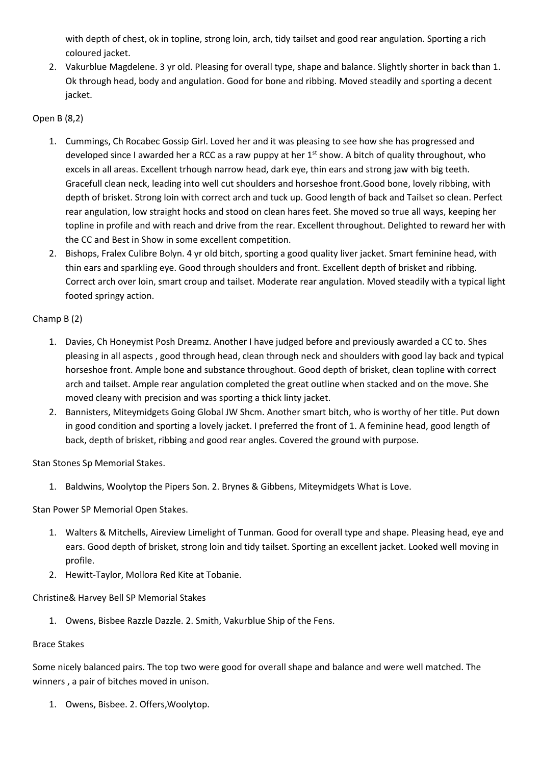with depth of chest, ok in topline, strong loin, arch, tidy tailset and good rear angulation. Sporting a rich coloured jacket.

2. Vakurblue Magdelene. 3 yr old. Pleasing for overall type, shape and balance. Slightly shorter in back than 1. Ok through head, body and angulation. Good for bone and ribbing. Moved steadily and sporting a decent jacket.

Open B (8,2)

1. Cummings, Ch Rocabec Gossip Girl. Loved her and it was pleasing to see how she has progressed and developed since I awarded her a RCC as a raw puppy at her 1st show. A bitch of quality throughout, who excels in all areas. Excellent trhough narrow head, dark eye, thin ears and strong jaw with big teeth. Gracefull clean neck, leading into well cut shoulders and horseshoe front.Good bone, lovely ribbing, with depth of brisket. Strong loin with correct arch and tuck up. Good length of back and Tailset so clean. Perfect rear angulation, low straight hocks and stood on clean hares feet. She moved so true all ways, keeping her topline in profile and with reach and drive from the rear. Excellent throughout. Delighted to reward her with the CC and Best in Show in some excellent competition.
2. Bishops, Fralex Culibre Bolyn. 4 yr old bitch, sporting a good quality liver jacket. Smart feminine head, with thin ears and sparkling eye. Good through shoulders and front. Excellent depth of brisket and ribbing. Correct arch over loin, smart croup and tailset. Moderate rear angulation. Moved steadily with a typical light footed springy action.

Champ B (2)

1. Davies, Ch Honeymist Posh Dreamz. Another I have judged before and previously awarded a CC to. Shes pleasing in all aspects , good through head, clean through neck and shoulders with good lay back and typical horseshoe front. Ample bone and substance throughout. Good depth of brisket, clean topline with correct arch and tailset. Ample rear angulation completed the great outline when stacked and on the move. She moved cleany with precision and was sporting a thick linty jacket.
2. Bannisters, Miteymidgets Going Global JW Shcm. Another smart bitch, who is worthy of her title. Put down in good condition and sporting a lovely jacket. I preferred the front of 1. A feminine head, good length of back, depth of brisket, ribbing and good rear angles. Covered the ground with purpose.

Stan Stones Sp Memorial Stakes.

1. Baldwins, Woolytop the Pipers Son. 2. Brynes & Gibbens, Miteymidgets What is Love.

Stan Power SP Memorial Open Stakes.

1. Walters & Mitchells, Aireview Limelight of Tunman. Good for overall type and shape. Pleasing head, eye and ears. Good depth of brisket, strong loin and tidy tailset. Sporting an excellent jacket. Looked well moving in profile.
2. Hewitt-Taylor, Mollora Red Kite at Tobanie.

Christine& Harvey Bell SP Memorial Stakes

1. Owens, Bisbee Razzle Dazzle. 2. Smith, Vakurblue Ship of the Fens.

Brace Stakes

Some nicely balanced pairs. The top two were good for overall shape and balance and were well matched. The winners , a pair of bitches moved in unison.

1. Owens, Bisbee. 2. Offers,Woolytop.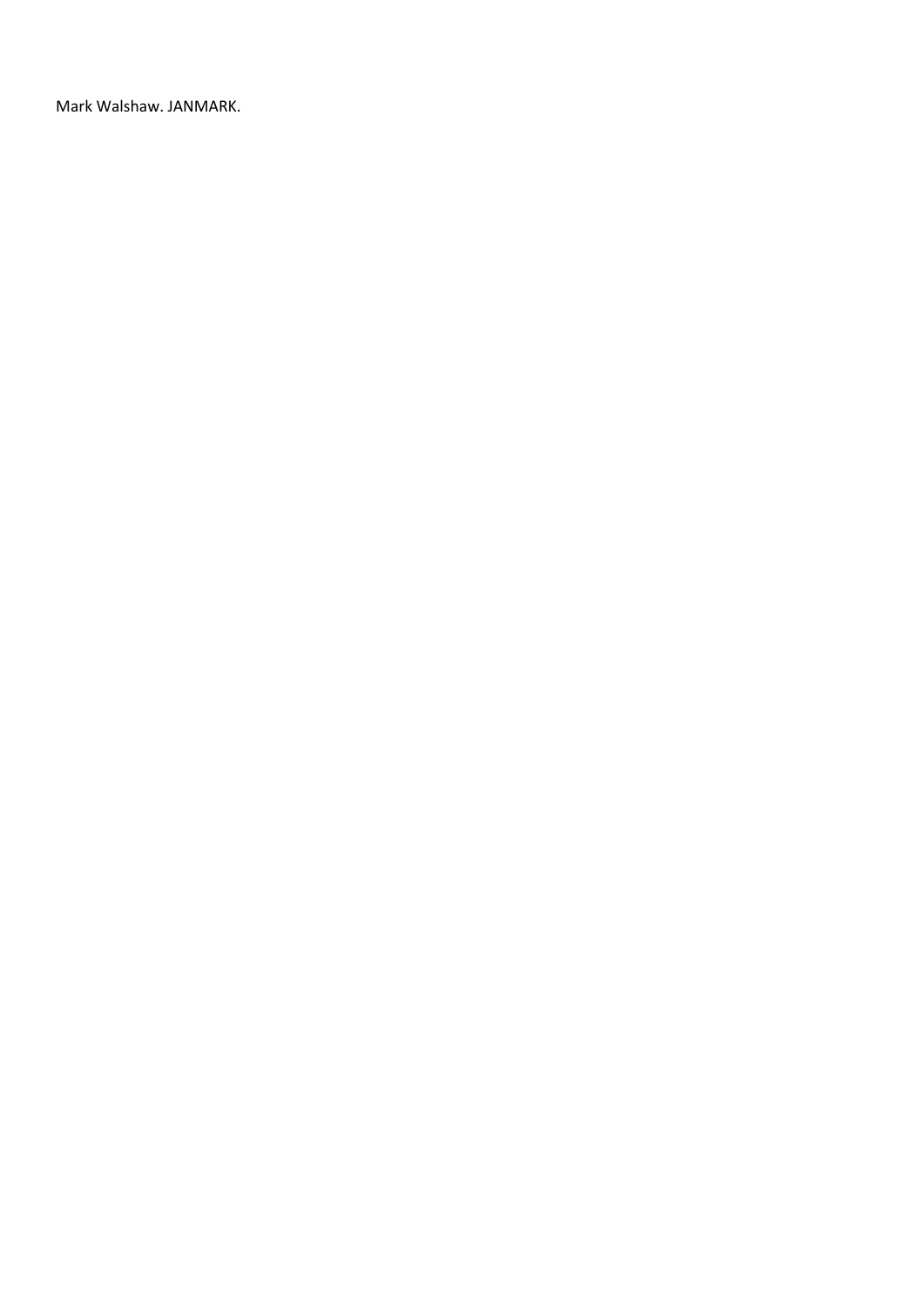Mark Walshaw. JANMARK.